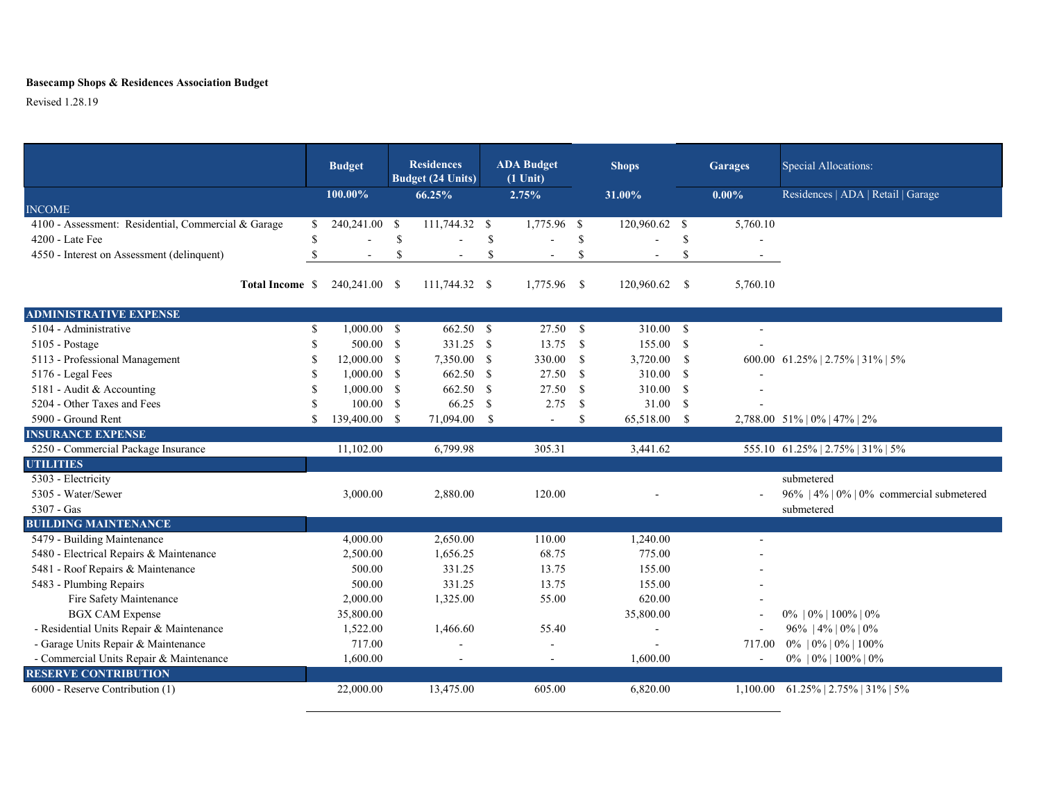**Basecamp Shops & Residences Association Budget**

Revised 1.28.19

| | Budget | Residences Budget (24 Units) | ADA Budget (1 Unit) | Shops | Garages | Special Allocations: |
|---|---|---|---|---|---|---|
| | 100.00% | 66.25% | 2.75% | 31.00% | 0.00% | Residences \| ADA \| Retail \| Garage |
| INCOME | | | | | | |
| 4100 - Assessment: Residential, Commercial & Garage | $ 240,241.00 | $ 111,744.32 | $ 1,775.96 | $ 120,960.62 | $ 5,760.10 | |
| 4200 - Late Fee | $ - | $ - | $ - | $ - | $ - | |
| 4550 - Interest on Assessment (delinquent) | $ - | $ - | $ - | $ - | $ - | |
| **Total Income** | $ 240,241.00 | $ 111,744.32 | $ 1,775.96 | $ 120,960.62 | $ 5,760.10 | |
| **ADMINISTRATIVE EXPENSE** | | | | | | |
| 5104 - Administrative | $ 1,000.00 | $ 662.50 | $ 27.50 | $ 310.00 | $ - | |
| 5105 - Postage | $ 500.00 | $ 331.25 | $ 13.75 | $ 155.00 | $ - | |
| 5113 - Professional Management | $ 12,000.00 | $ 7,350.00 | $ 330.00 | $ 3,720.00 | $ 600.00 | 61.25% \| 2.75% \| 31% \| 5% |
| 5176 - Legal Fees | $ 1,000.00 | $ 662.50 | $ 27.50 | $ 310.00 | $ - | |
| 5181 - Audit & Accounting | $ 1,000.00 | $ 662.50 | $ 27.50 | $ 310.00 | $ - | |
| 5204 - Other Taxes and Fees | $ 100.00 | $ 66.25 | $ 2.75 | $ 31.00 | $ - | |
| 5900 - Ground Rent | $ 139,400.00 | $ 71,094.00 | $ - | $ 65,518.00 | $ 2,788.00 | 51% \| 0% \| 47% \| 2% |
| **INSURANCE EXPENSE** | | | | | | |
| 5250 - Commercial Package Insurance | 11,102.00 | 6,799.98 | 305.31 | 3,441.62 | 555.10 | 61.25% \| 2.75% \| 31% \| 5% |
| **UTILITIES** | | | | | | |
| 5303 - Electricity | | | | | | submetered |
| 5305 - Water/Sewer | 3,000.00 | 2,880.00 | 120.00 | - | - | 96% \| 4% \| 0% \| 0% commercial submetered |
| 5307 - Gas | | | | | | submetered |
| **BUILDING MAINTENANCE** | | | | | | |
| 5479 - Building Maintenance | 4,000.00 | 2,650.00 | 110.00 | 1,240.00 | - | |
| 5480 - Electrical Repairs & Maintenance | 2,500.00 | 1,656.25 | 68.75 | 775.00 | - | |
| 5481 - Roof Repairs & Maintenance | 500.00 | 331.25 | 13.75 | 155.00 | - | |
| 5483 - Plumbing Repairs | 500.00 | 331.25 | 13.75 | 155.00 | - | |
| Fire Safety Maintenance | 2,000.00 | 1,325.00 | 55.00 | 620.00 | - | |
| BGX CAM Expense | 35,800.00 | | | 35,800.00 | - | 0% \| 0% \| 100% \| 0% |
| - Residential Units Repair & Maintenance | 1,522.00 | 1,466.60 | 55.40 | - | - | 96% \| 4% \| 0% \| 0% |
| - Garage Units Repair & Maintenance | 717.00 | - | - | - | 717.00 | 0% \| 0% \| 0% \| 100% |
| - Commercial Units Repair & Maintenance | 1,600.00 | - | - | 1,600.00 | - | 0% \| 0% \| 100% \| 0% |
| **RESERVE CONTRIBUTION** | | | | | | |
| 6000 - Reserve Contribution (1) | 22,000.00 | 13,475.00 | 605.00 | 6,820.00 | 1,100.00 | 61.25% \| 2.75% \| 31% \| 5% |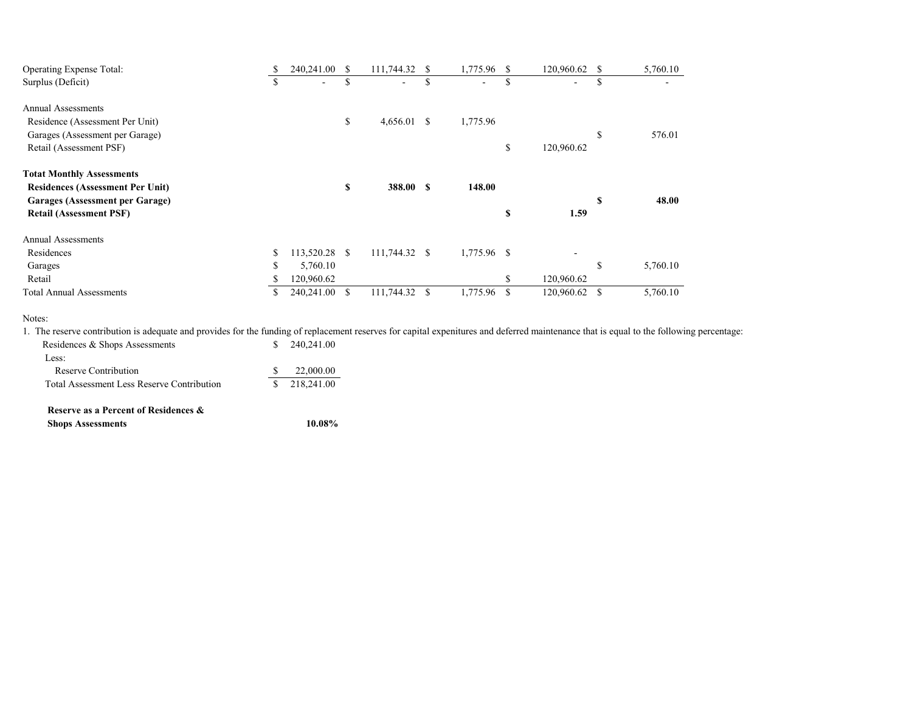| | | | | | |
|---|---|---|---|---|---|
| Operating Expense Total: | $ 240,241.00 | $ 111,744.32 | $ 1,775.96 | $ 120,960.62 | $ 5,760.10 |
| Surplus (Deficit) | $ - | $ - | $ - | $ - | $ - |
| | | | | | |
| Annual Assessments | | | | | |
| Residence (Assessment Per Unit) | | $ 4,656.01 | $ 1,775.96 | | |
| Garages (Assessment per Garage) | | | | | $ 576.01 |
| Retail (Assessment PSF) | | | | $ 120,960.62 | |
| | | | | | |
| **Totat Monthly Assessments** | | | | | |
| **Residences (Assessment Per Unit)** | | **$ 388.00** | **$ 148.00** | | |
| **Garages (Assessment per Garage)** | | | | | **$ 48.00** |
| **Retail (Assessment PSF)** | | | | **$ 1.59** | |
| | | | | | |
| Annual Assessments | | | | | |
| Residences | $ 113,520.28 | $ 111,744.32 | $ 1,775.96 | $ - | |
| Garages | $ 5,760.10 | | | | $ 5,760.10 |
| Retail | $ 120,960.62 | | | $ 120,960.62 | |
| Total Annual Assessments | $ 240,241.00 | $ 111,744.32 | $ 1,775.96 | $ 120,960.62 | $ 5,760.10 |

Notes:

1. The reserve contribution is adequate and provides for the funding of replacement reserves for capital expenitures and deferred maintenance that is equal to the following percentage:

| | |
|---|---|
| Residences & Shops Assessments | $ 240,241.00 |
| Less: | |
| Reserve Contribution | $ 22,000.00 |
| Total Assessment Less Reserve Contribution | $ 218,241.00 |
| | |
| **Reserve as a Percent of Residences & Shops Assessments** | **10.08%** |